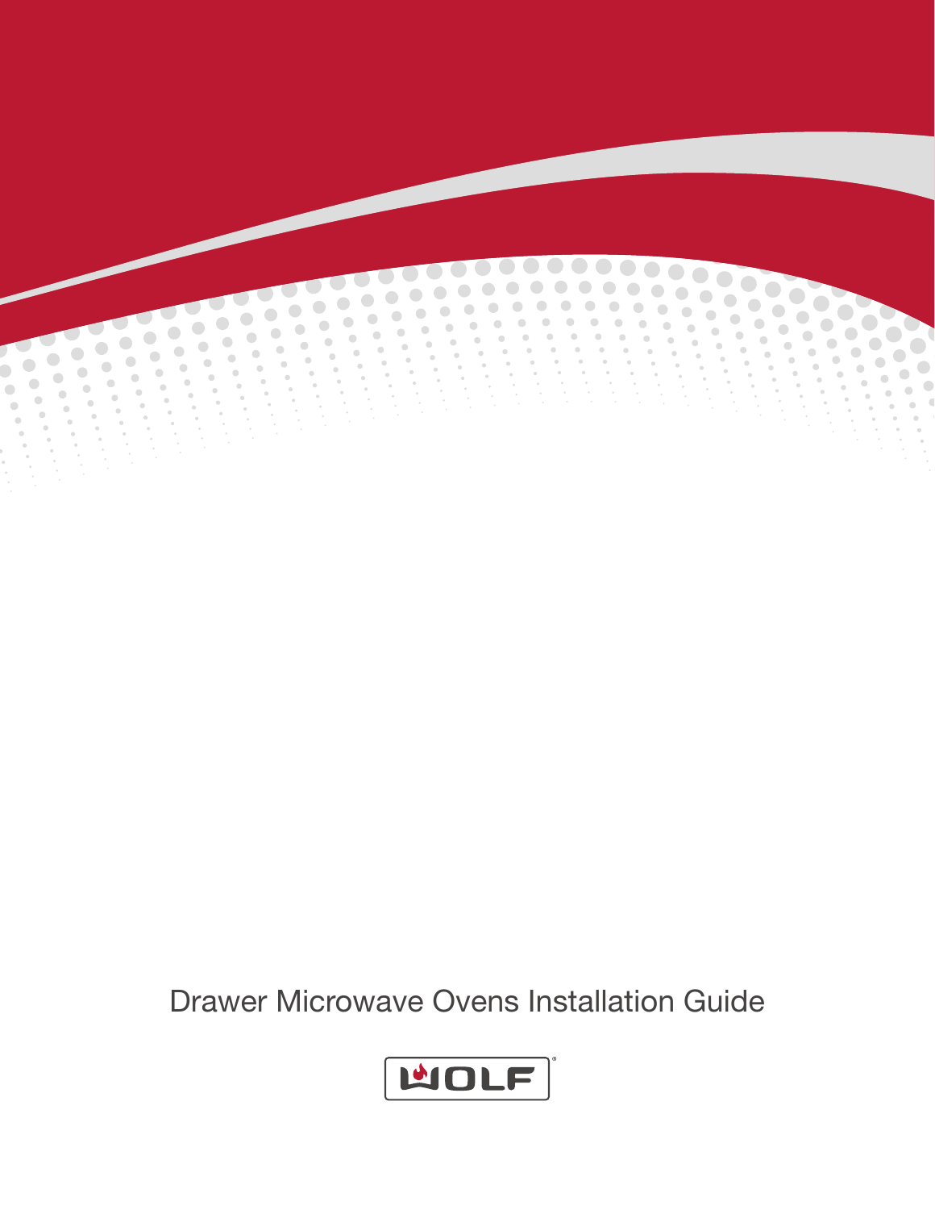# Drawer Microwave Ovens Installation Guide

WOLF®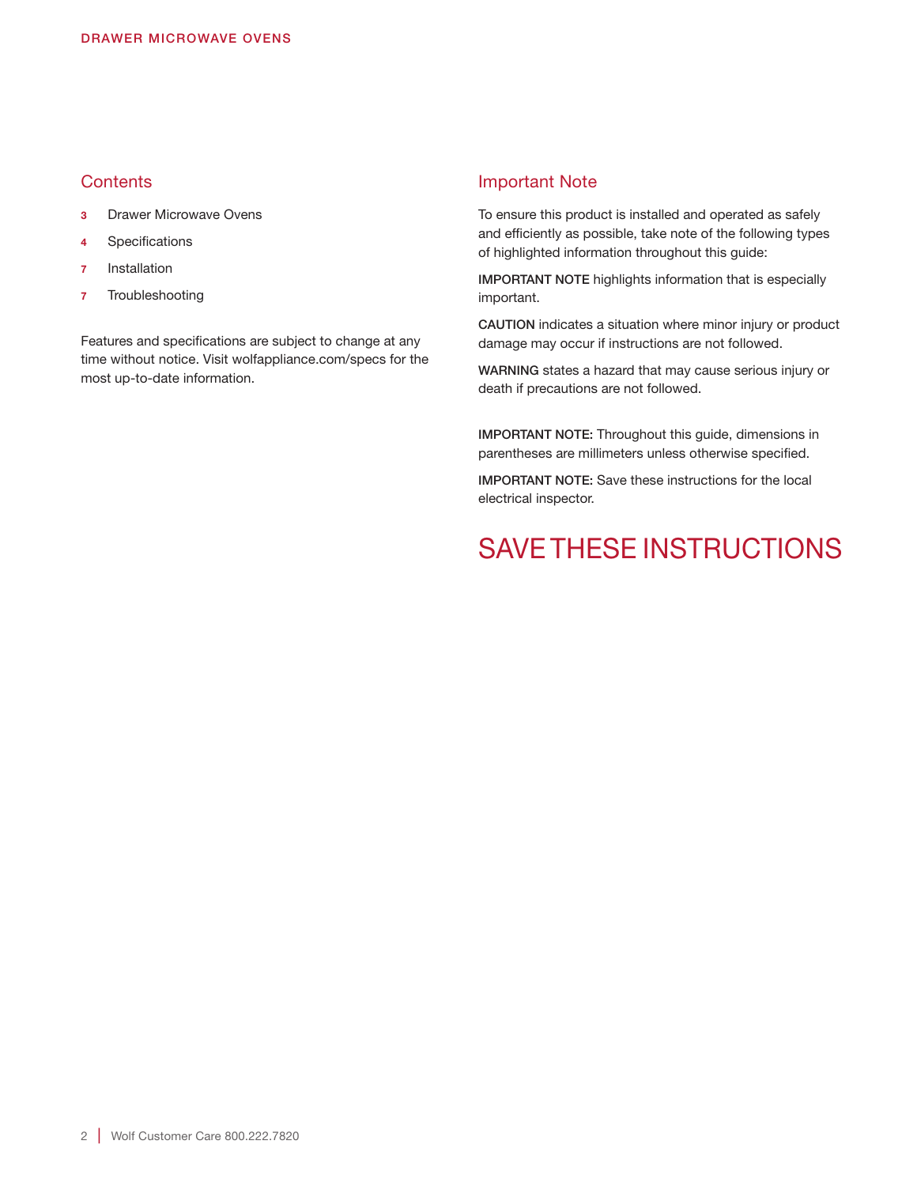## Contents

- **3** Drawer Microwave Ovens
- **4** Specifications
- **7** Installation
- **7** Troubleshooting

Features and specifications are subject to change at any time without notice. Visit wolfappliance.com/specs for the most up-to-date information.

## Important Note

To ensure this product is installed and operated as safely and efficiently as possible, take note of the following types of highlighted information throughout this guide:

**IMPORTANT NOTE** highlights information that is especially important.

**CAUTION** indicates a situation where minor injury or product damage may occur if instructions are not followed.

**WARNING** states a hazard that may cause serious injury or death if precautions are not followed.

**IMPORTANT NOTE:** Throughout this guide, dimensions in parentheses are millimeters unless otherwise specified.

**IMPORTANT NOTE:** Save these instructions for the local electrical inspector.

# SAVE THESE INSTRUCTIONS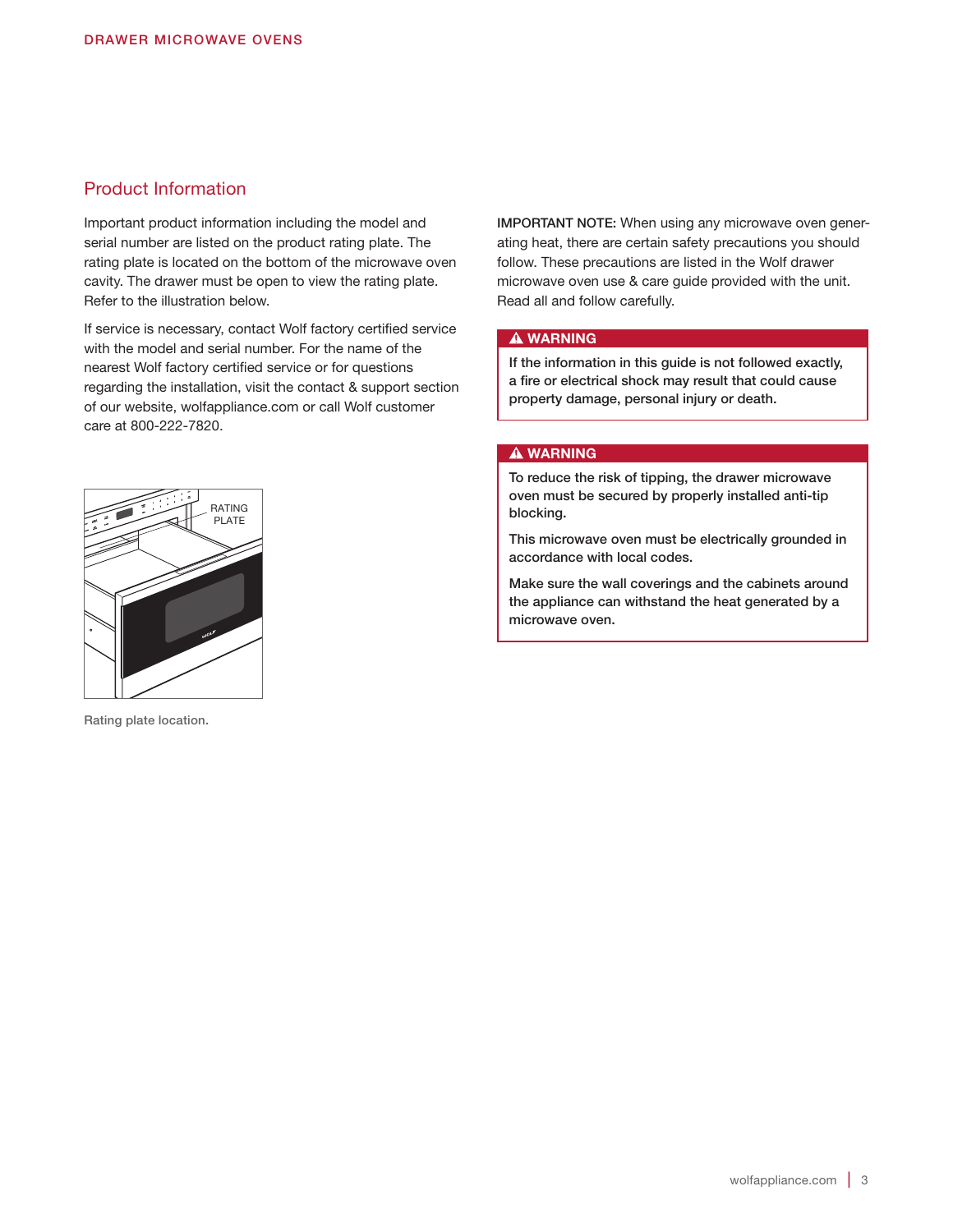## Product Information

Important product information including the model and serial number are listed on the product rating plate. The rating plate is located on the bottom of the microwave oven cavity. The drawer must be open to view the rating plate. Refer to the illustration below.

If service is necessary, contact Wolf factory certified service with the model and serial number. For the name of the nearest Wolf factory certified service or for questions regarding the installation, visit the contact & support section of our website, wolfappliance.com or call Wolf customer care at 800-222-7820.

RATING PLATE

Rating plate location.

**IMPORTANT NOTE:** When using any microwave oven generating heat, there are certain safety precautions you should follow. These precautions are listed in the Wolf drawer microwave oven use & care guide provided with the unit. Read all and follow carefully.

**⚠ WARNING**

**If the information in this guide is not followed exactly, a fire or electrical shock may result that could cause property damage, personal injury or death.**

**⚠ WARNING**

**To reduce the risk of tipping, the drawer microwave oven must be secured by properly installed anti-tip blocking.**

**This microwave oven must be electrically grounded in accordance with local codes.**

**Make sure the wall coverings and the cabinets around the appliance can withstand the heat generated by a microwave oven.**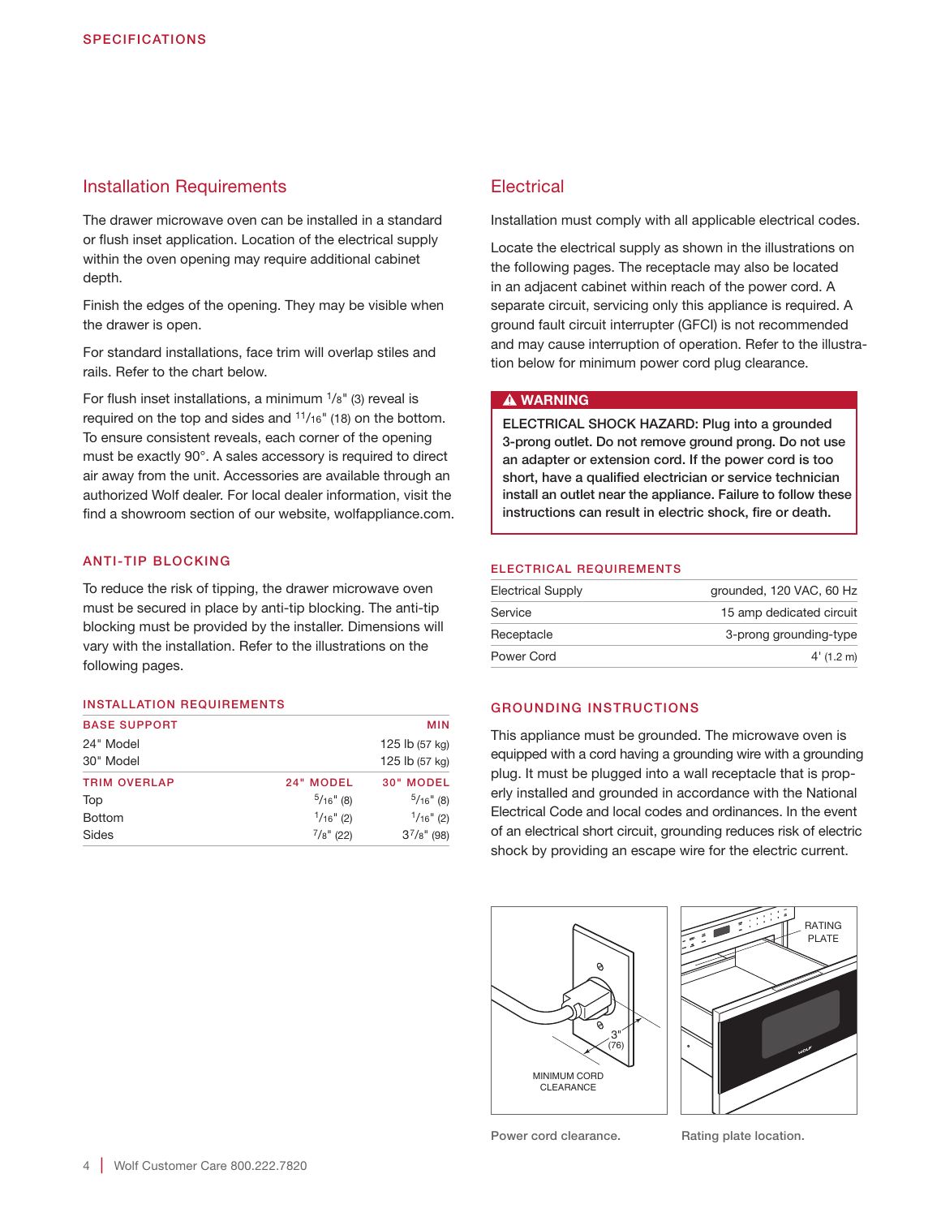# SPECIFICATIONS

## Installation Requirements

The drawer microwave oven can be installed in a standard or flush inset application. Location of the electrical supply within the oven opening may require additional cabinet depth.

Finish the edges of the opening. They may be visible when the drawer is open.

For standard installations, face trim will overlap stiles and rails. Refer to the chart below.

For flush inset installations, a minimum 1/8" (3) reveal is required on the top and sides and 11/16" (18) on the bottom. To ensure consistent reveals, each corner of the opening must be exactly 90°. A sales accessory is required to direct air away from the unit. Accessories are available through an authorized Wolf dealer. For local dealer information, visit the find a showroom section of our website, wolfappliance.com.

### ANTI-TIP BLOCKING

To reduce the risk of tipping, the drawer microwave oven must be secured in place by anti-tip blocking. The anti-tip blocking must be provided by the installer. Dimensions will vary with the installation. Refer to the illustrations on the following pages.

### INSTALLATION REQUIREMENTS

| BASE SUPPORT | | MIN |
|---|---|---|
| 24" Model | | 125 lb (57 kg) |
| 30" Model | | 125 lb (57 kg) |
| **TRIM OVERLAP** | **24" MODEL** | **30" MODEL** |
| Top | 5/16" (8) | 5/16" (8) |
| Bottom | 1/16" (2) | 1/16" (2) |
| Sides | 7/8" (22) | 3 7/8" (98) |

## Electrical

Installation must comply with all applicable electrical codes.

Locate the electrical supply as shown in the illustrations on the following pages. The receptacle may also be located in an adjacent cabinet within reach of the power cord. A separate circuit, servicing only this appliance is required. A ground fault circuit interrupter (GFCI) is not recommended and may cause interruption of operation. Refer to the illustration below for minimum power cord plug clearance.

**⚠ WARNING**

**ELECTRICAL SHOCK HAZARD: Plug into a grounded 3-prong outlet. Do not remove ground prong. Do not use an adapter or extension cord. If the power cord is too short, have a qualified electrician or service technician install an outlet near the appliance. Failure to follow these instructions can result in electric shock, fire or death.**

### ELECTRICAL REQUIREMENTS

| | |
|---|---|
| Electrical Supply | grounded, 120 VAC, 60 Hz |
| Service | 15 amp dedicated circuit |
| Receptacle | 3-prong grounding-type |
| Power Cord | 4' (1.2 m) |

### GROUNDING INSTRUCTIONS

This appliance must be grounded. The microwave oven is equipped with a cord having a grounding wire with a grounding plug. It must be plugged into a wall receptacle that is properly installed and grounded in accordance with the National Electrical Code and local codes and ordinances. In the event of an electrical short circuit, grounding reduces risk of electric shock by providing an escape wire for the electric current.

3" (76)

MINIMUM CORD CLEARANCE

Power cord clearance.

RATING PLATE

Rating plate location.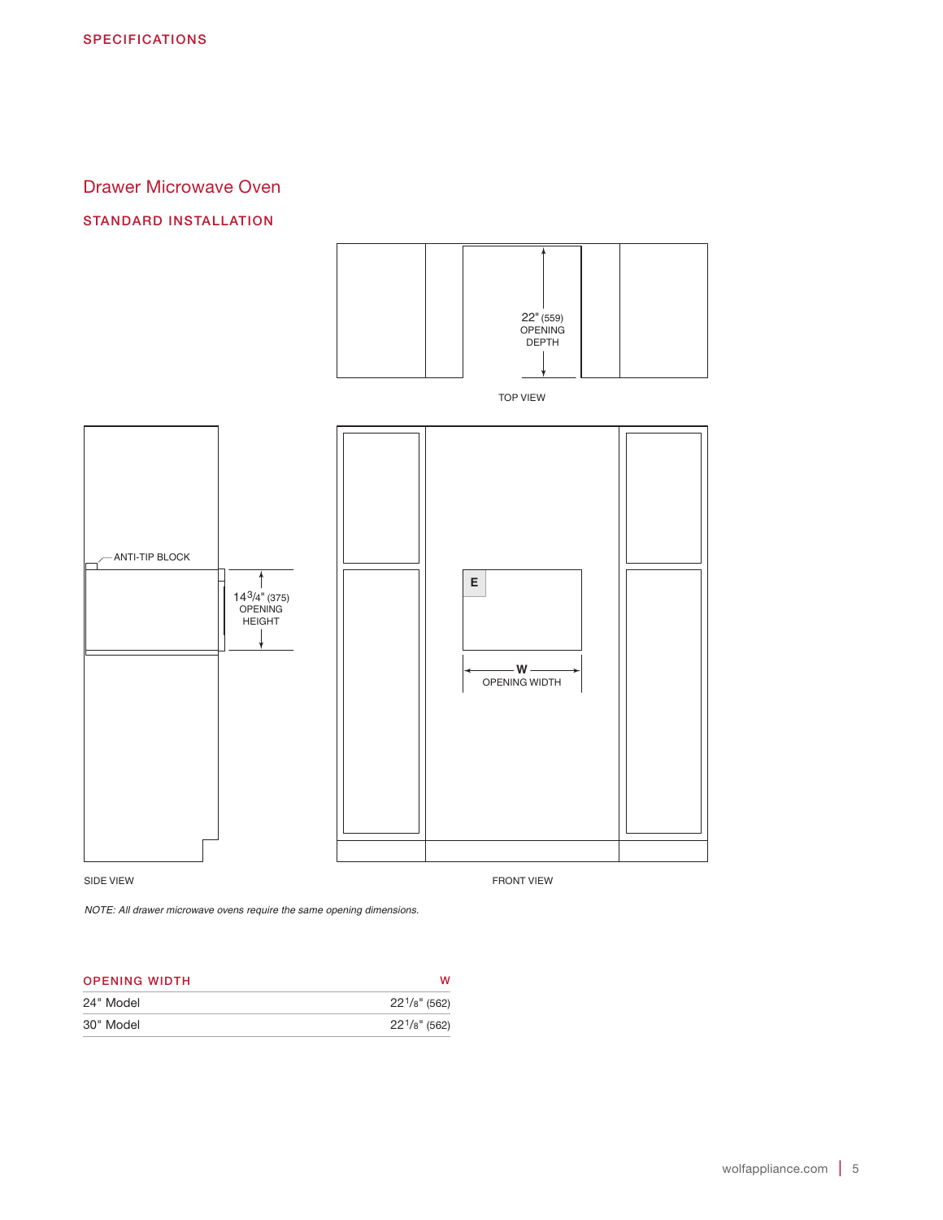SPECIFICATIONS

## Drawer Microwave Oven

### STANDARD INSTALLATION

22" (559) OPENING DEPTH

TOP VIEW

ANTI-TIP BLOCK

14 3/4" (375) OPENING HEIGHT

E

W OPENING WIDTH

SIDE VIEW

FRONT VIEW

*NOTE: All drawer microwave ovens require the same opening dimensions.*

| OPENING WIDTH | W |
|---|---|
| 24" Model | 22 1/8" (562) |
| 30" Model | 22 1/8" (562) |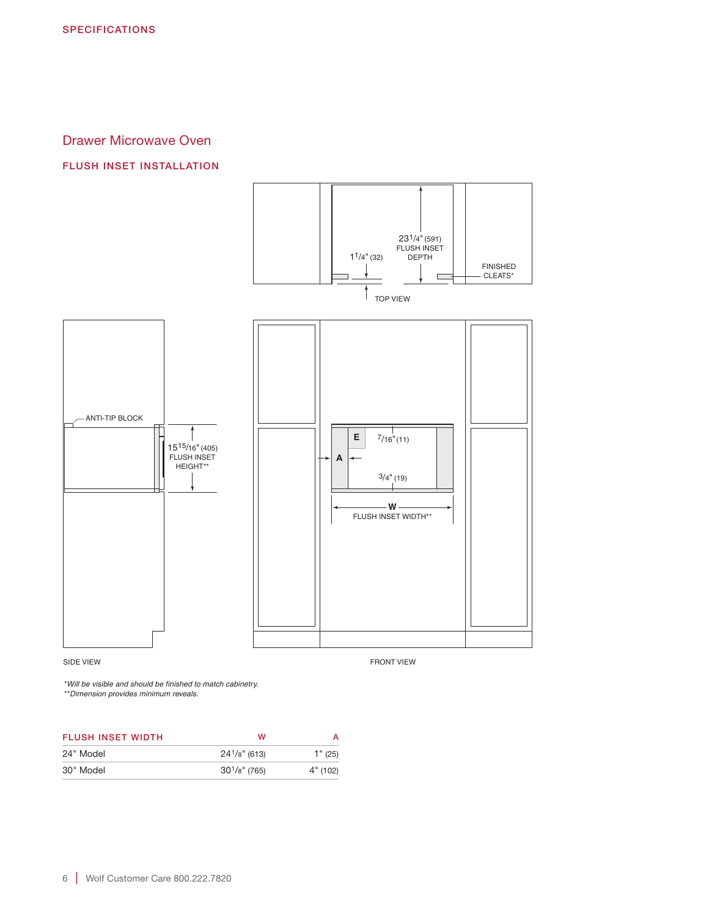## SPECIFICATIONS

# Drawer Microwave Oven

## FLUSH INSET INSTALLATION

23 1/4" (591) FLUSH INSET DEPTH

1 1/4" (32)

FINISHED CLEATS*

TOP VIEW

ANTI-TIP BLOCK

15 15/16" (405) FLUSH INSET HEIGHT**

E

7/16" (11)

A

3/4" (19)

W FLUSH INSET WIDTH**

SIDE VIEW

FRONT VIEW

*\*Will be visible and should be finished to match cabinetry.*
*\*\*Dimension provides minimum reveals.*

| FLUSH INSET WIDTH | W | A |
|---|---|---|
| 24" Model | 24 1/8" (613) | 1" (25) |
| 30" Model | 30 1/8" (765) | 4" (102) |

Wolf Customer Care 800.222.7820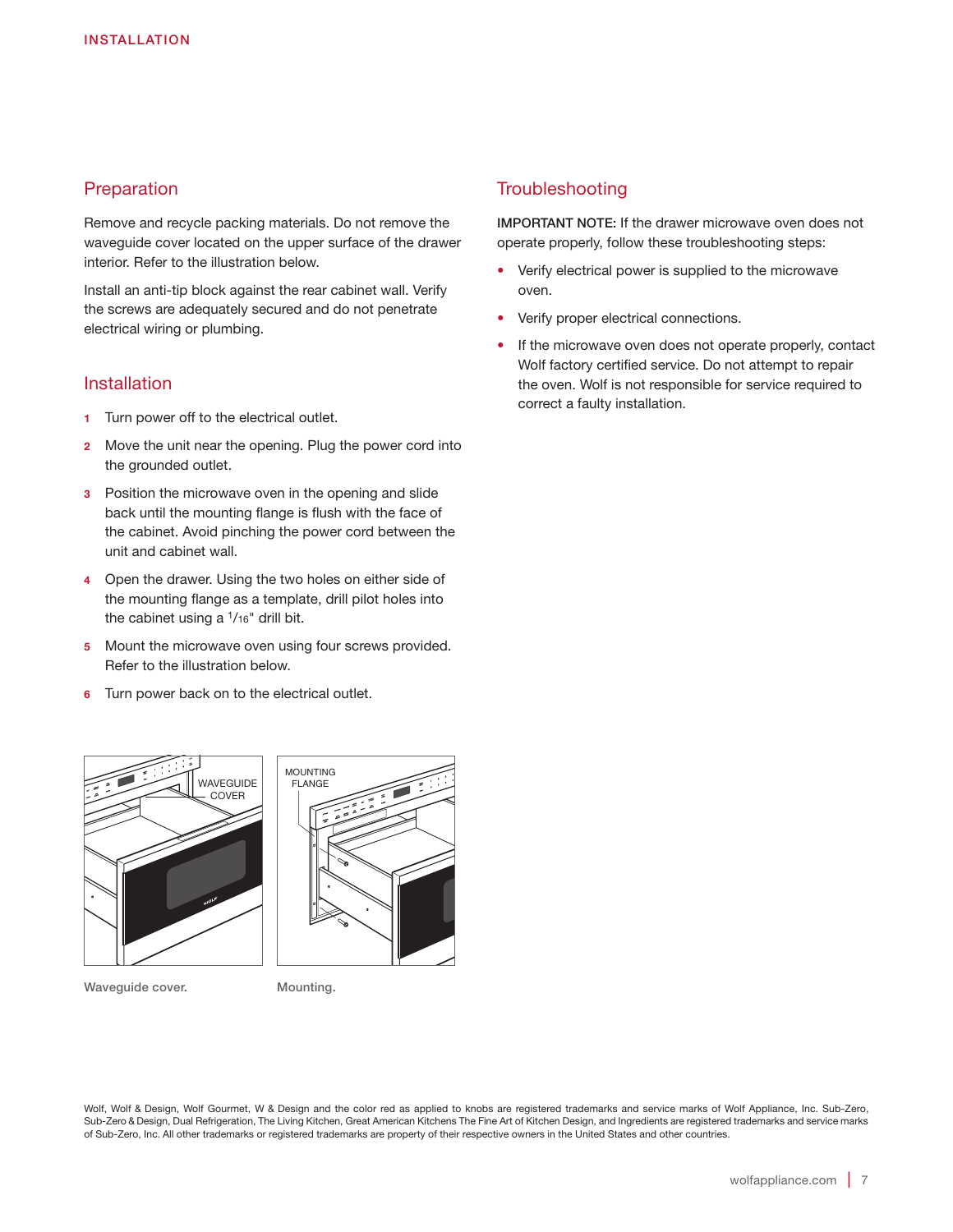## INSTALLATION

### Preparation

Remove and recycle packing materials. Do not remove the waveguide cover located on the upper surface of the drawer interior. Refer to the illustration below.

Install an anti-tip block against the rear cabinet wall. Verify the screws are adequately secured and do not penetrate electrical wiring or plumbing.

### Installation

1. Turn power off to the electrical outlet.
2. Move the unit near the opening. Plug the power cord into the grounded outlet.
3. Position the microwave oven in the opening and slide back until the mounting flange is flush with the face of the cabinet. Avoid pinching the power cord between the unit and cabinet wall.
4. Open the drawer. Using the two holes on either side of the mounting flange as a template, drill pilot holes into the cabinet using a 1/16" drill bit.
5. Mount the microwave oven using four screws provided. Refer to the illustration below.
6. Turn power back on to the electrical outlet.

WAVEGUIDE COVER

Waveguide cover.

MOUNTING FLANGE

Mounting.

### Troubleshooting

**IMPORTANT NOTE:** If the drawer microwave oven does not operate properly, follow these troubleshooting steps:

- Verify electrical power is supplied to the microwave oven.
- Verify proper electrical connections.
- If the microwave oven does not operate properly, contact Wolf factory certified service. Do not attempt to repair the oven. Wolf is not responsible for service required to correct a faulty installation.

Wolf, Wolf & Design, Wolf Gourmet, W & Design and the color red as applied to knobs are registered trademarks and service marks of Wolf Appliance, Inc. Sub-Zero, Sub-Zero & Design, Dual Refrigeration, The Living Kitchen, Great American Kitchens The Fine Art of Kitchen Design, and Ingredients are registered trademarks and service marks of Sub-Zero, Inc. All other trademarks or registered trademarks are property of their respective owners in the United States and other countries.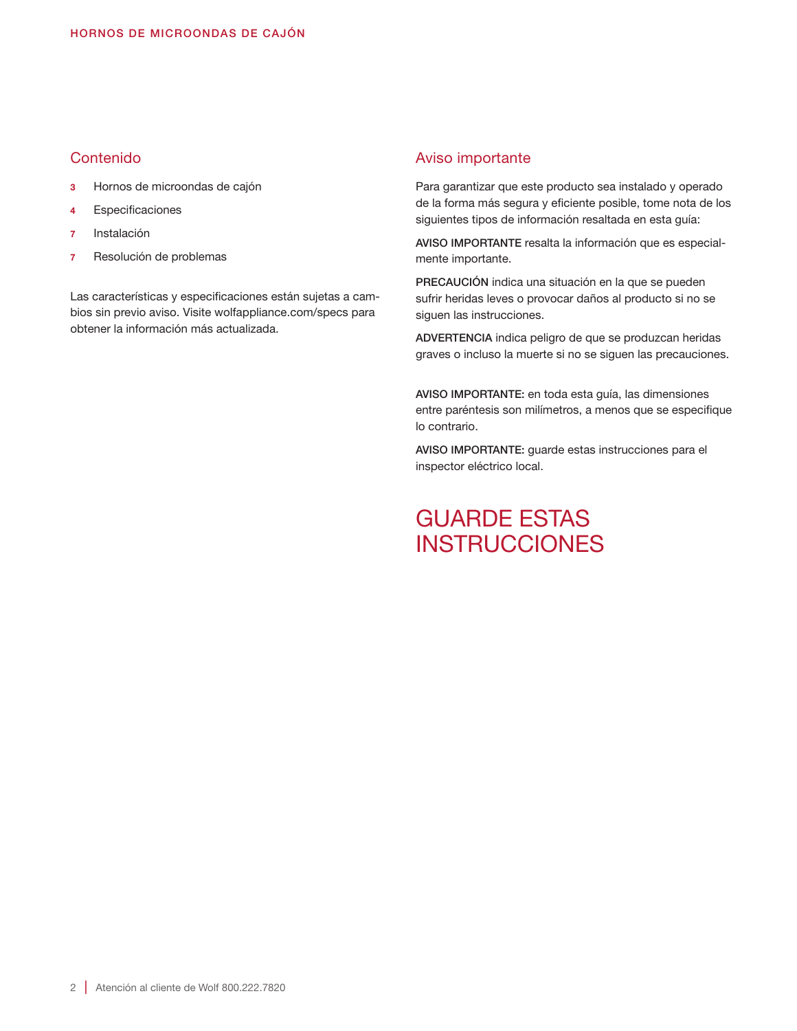## Contenido

- **3** Hornos de microondas de cajón
- **4** Especificaciones
- **7** Instalación
- **7** Resolución de problemas

Las características y especificaciones están sujetas a cambios sin previo aviso. Visite wolfappliance.com/specs para obtener la información más actualizada.

## Aviso importante

Para garantizar que este producto sea instalado y operado de la forma más segura y eficiente posible, tome nota de los siguientes tipos de información resaltada en esta guía:

**AVISO IMPORTANTE** resalta la información que es especialmente importante.

**PRECAUCIÓN** indica una situación en la que se pueden sufrir heridas leves o provocar daños al producto si no se siguen las instrucciones.

**ADVERTENCIA** indica peligro de que se produzcan heridas graves o incluso la muerte si no se siguen las precauciones.

**AVISO IMPORTANTE:** en toda esta guía, las dimensiones entre paréntesis son milímetros, a menos que se especifique lo contrario.

**AVISO IMPORTANTE:** guarde estas instrucciones para el inspector eléctrico local.

# GUARDE ESTAS INSTRUCCIONES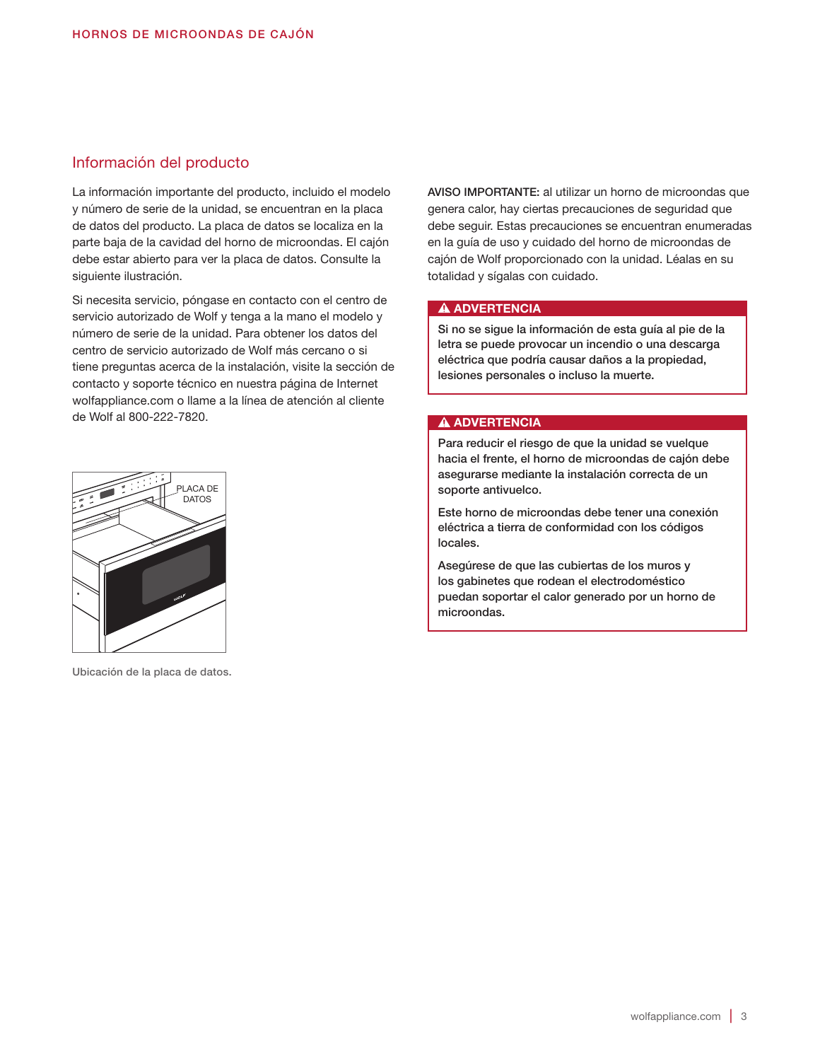## Información del producto

La información importante del producto, incluido el modelo y número de serie de la unidad, se encuentran en la placa de datos del producto. La placa de datos se localiza en la parte baja de la cavidad del horno de microondas. El cajón debe estar abierto para ver la placa de datos. Consulte la siguiente ilustración.

Si necesita servicio, póngase en contacto con el centro de servicio autorizado de Wolf y tenga a la mano el modelo y número de serie de la unidad. Para obtener los datos del centro de servicio autorizado de Wolf más cercano o si tiene preguntas acerca de la instalación, visite la sección de contacto y soporte técnico en nuestra página de Internet wolfappliance.com o llame a la línea de atención al cliente de Wolf al 800-222-7820.

PLACA DE DATOS

Ubicación de la placa de datos.

**AVISO IMPORTANTE:** al utilizar un horno de microondas que genera calor, hay ciertas precauciones de seguridad que debe seguir. Estas precauciones se encuentran enumeradas en la guía de uso y cuidado del horno de microondas de cajón de Wolf proporcionado con la unidad. Léalas en su totalidad y sígalas con cuidado.

**⚠ ADVERTENCIA**

**Si no se sigue la información de esta guía al pie de la letra se puede provocar un incendio o una descarga eléctrica que podría causar daños a la propiedad, lesiones personales o incluso la muerte.**

**⚠ ADVERTENCIA**

**Para reducir el riesgo de que la unidad se vuelque hacia el frente, el horno de microondas de cajón debe asegurarse mediante la instalación correcta de un soporte antivuelco.**

**Este horno de microondas debe tener una conexión eléctrica a tierra de conformidad con los códigos locales.**

**Asegúrese de que las cubiertas de los muros y los gabinetes que rodean el electrodoméstico puedan soportar el calor generado por un horno de microondas.**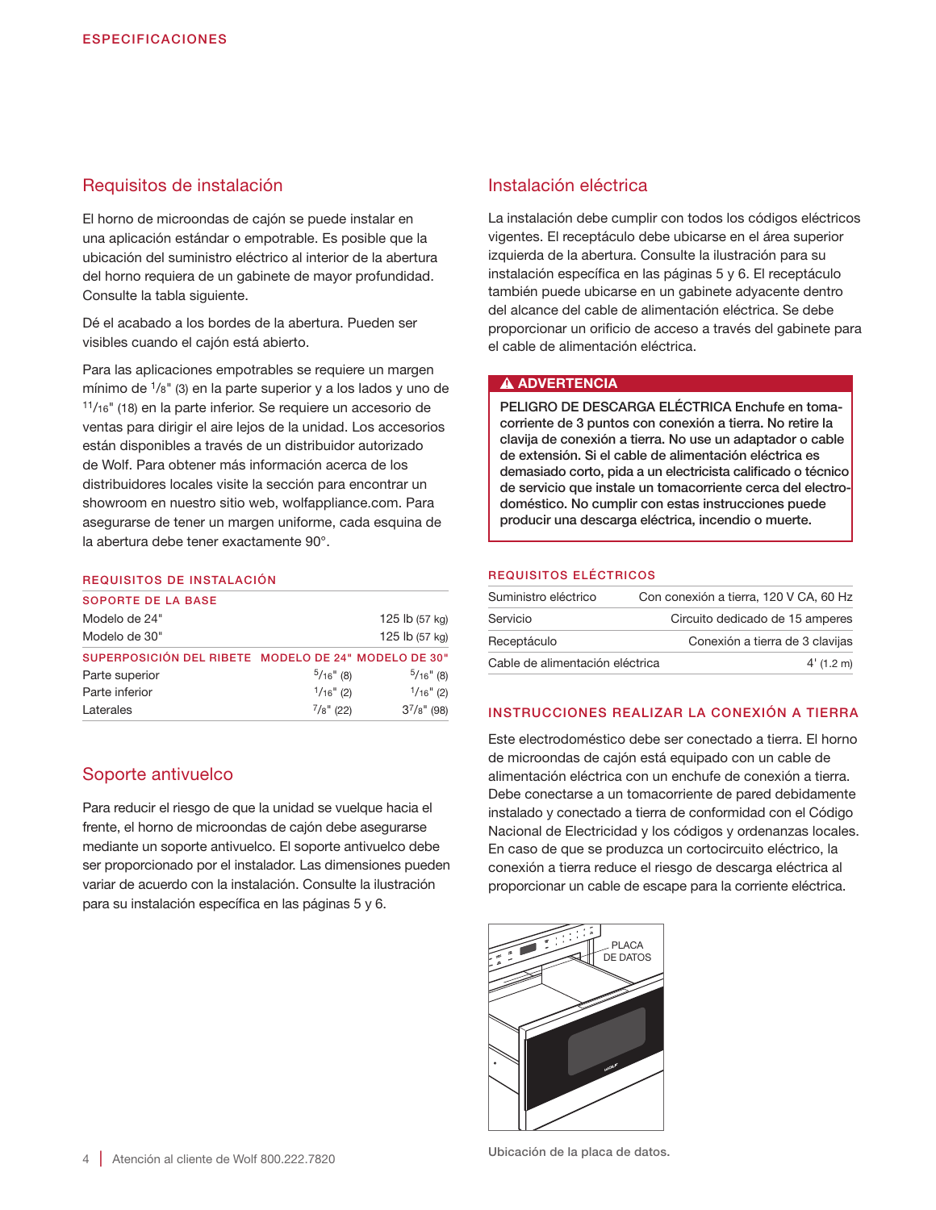# ESPECIFICACIONES

## Requisitos de instalación

El horno de microondas de cajón se puede instalar en una aplicación estándar o empotrable. Es posible que la ubicación del suministro eléctrico al interior de la abertura del horno requiera de un gabinete de mayor profundidad. Consulte la tabla siguiente.

Dé el acabado a los bordes de la abertura. Pueden ser visibles cuando el cajón está abierto.

Para las aplicaciones empotrables se requiere un margen mínimo de 1/8" (3) en la parte superior y a los lados y uno de 11/16" (18) en la parte inferior. Se requiere un accesorio de ventas para dirigir el aire lejos de la unidad. Los accesorios están disponibles a través de un distribuidor autorizado de Wolf. Para obtener más información acerca de los distribuidores locales visite la sección para encontrar un showroom en nuestro sitio web, wolfappliance.com. Para asegurarse de tener un margen uniforme, cada esquina de la abertura debe tener exactamente 90°.

### REQUISITOS DE INSTALACIÓN

| SOPORTE DE LA BASE | | |
|---|---|---|
| Modelo de 24" | | 125 lb (57 kg) |
| Modelo de 30" | | 125 lb (57 kg) |
| **SUPERPOSICIÓN DEL RIBETE** | **MODELO DE 24"** | **MODELO DE 30"** |
| Parte superior | 5/16" (8) | 5/16" (8) |
| Parte inferior | 1/16" (2) | 1/16" (2) |
| Laterales | 7/8" (22) | 3 7/8" (98) |

## Soporte antivuelco

Para reducir el riesgo de que la unidad se vuelque hacia el frente, el horno de microondas de cajón debe asegurarse mediante un soporte antivuelco. El soporte antivuelco debe ser proporcionado por el instalador. Las dimensiones pueden variar de acuerdo con la instalación. Consulte la ilustración para su instalación específica en las páginas 5 y 6.

## Instalación eléctrica

La instalación debe cumplir con todos los códigos eléctricos vigentes. El receptáculo debe ubicarse en el área superior izquierda de la abertura. Consulte la ilustración para su instalación específica en las páginas 5 y 6. El receptáculo también puede ubicarse en un gabinete adyacente dentro del alcance del cable de alimentación eléctrica. Se debe proporcionar un orificio de acceso a través del gabinete para el cable de alimentación eléctrica.

**⚠ ADVERTENCIA**

**PELIGRO DE DESCARGA ELÉCTRICA Enchufe en tomacorriente de 3 puntos con conexión a tierra. No retire la clavija de conexión a tierra. No use un adaptador o cable de extensión. Si el cable de alimentación eléctrica es demasiado corto, pida a un electricista calificado o técnico de servicio que instale un tomacorriente cerca del electrodoméstico. No cumplir con estas instrucciones puede producir una descarga eléctrica, incendio o muerte.**

### REQUISITOS ELÉCTRICOS

| | |
|---|---|
| Suministro eléctrico | Con conexión a tierra, 120 V CA, 60 Hz |
| Servicio | Circuito dedicado de 15 amperes |
| Receptáculo | Conexión a tierra de 3 clavijas |
| Cable de alimentación eléctrica | 4' (1.2 m) |

### INSTRUCCIONES REALIZAR LA CONEXIÓN A TIERRA

Este electrodoméstico debe ser conectado a tierra. El horno de microondas de cajón está equipado con un cable de alimentación eléctrica con un enchufe de conexión a tierra. Debe conectarse a un tomacorriente de pared debidamente instalado y conectado a tierra de conformidad con el Código Nacional de Electricidad y los códigos y ordenanzas locales. En caso de que se produzca un cortocircuito eléctrico, la conexión a tierra reduce el riesgo de descarga eléctrica al proporcionar un cable de escape para la corriente eléctrica.

PLACA DE DATOS

Ubicación de la placa de datos.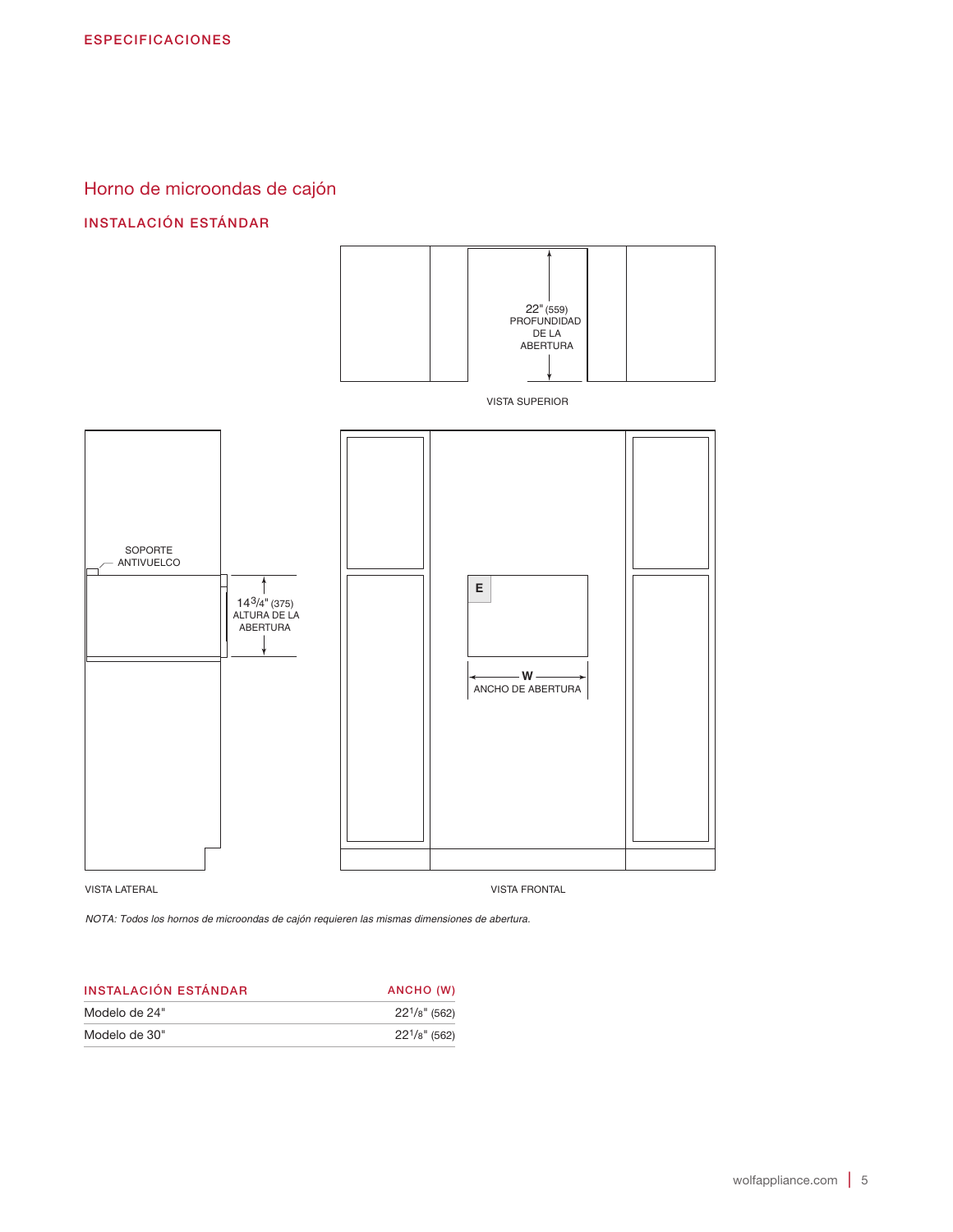## ESPECIFICACIONES

# Horno de microondas de cajón

### INSTALACIÓN ESTÁNDAR

22" (559) PROFUNDIDAD DE LA ABERTURA

VISTA SUPERIOR

SOPORTE ANTIVUELCO

14 3/4" (375) ALTURA DE LA ABERTURA

E

W ANCHO DE ABERTURA

VISTA LATERAL

VISTA FRONTAL

*NOTA: Todos los hornos de microondas de cajón requieren las mismas dimensiones de abertura.*

| INSTALACIÓN ESTÁNDAR | ANCHO (W) |
|---|---|
| Modelo de 24" | 22 1/8" (562) |
| Modelo de 30" | 22 1/8" (562) |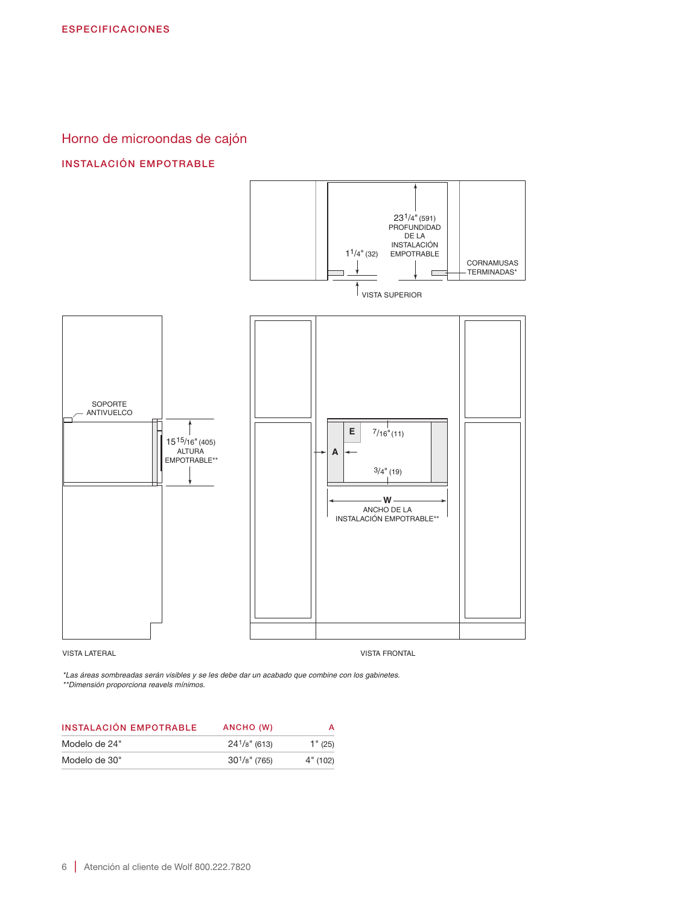ESPECIFICACIONES

## Horno de microondas de cajón

### INSTALACIÓN EMPOTRABLE

$23\,^1/_4$" (591) PROFUNDIDAD DE LA INSTALACIÓN EMPOTRABLE

$1\,^1/_4$" (32)

CORNAMUSAS TERMINADAS*

VISTA SUPERIOR

SOPORTE ANTIVUELCO

$15\,^{15}/_{16}$" (405) ALTURA EMPOTRABLE**

E

$^7/_{16}$" (11)

A

$^3/_4$" (19)

W ANCHO DE LA INSTALACIÓN EMPOTRABLE**

VISTA LATERAL

VISTA FRONTAL

*\*Las áreas sombreadas serán visibles y se les debe dar un acabado que combine con los gabinetes.*
*\*\*Dimensión proporciona reavels mínimos.*

| INSTALACIÓN EMPOTRABLE | ANCHO (W) | A |
|---|---|---|
| Modelo de 24" | $24\,^1/_8$" (613) | 1" (25) |
| Modelo de 30" | $30\,^1/_8$" (765) | 4" (102) |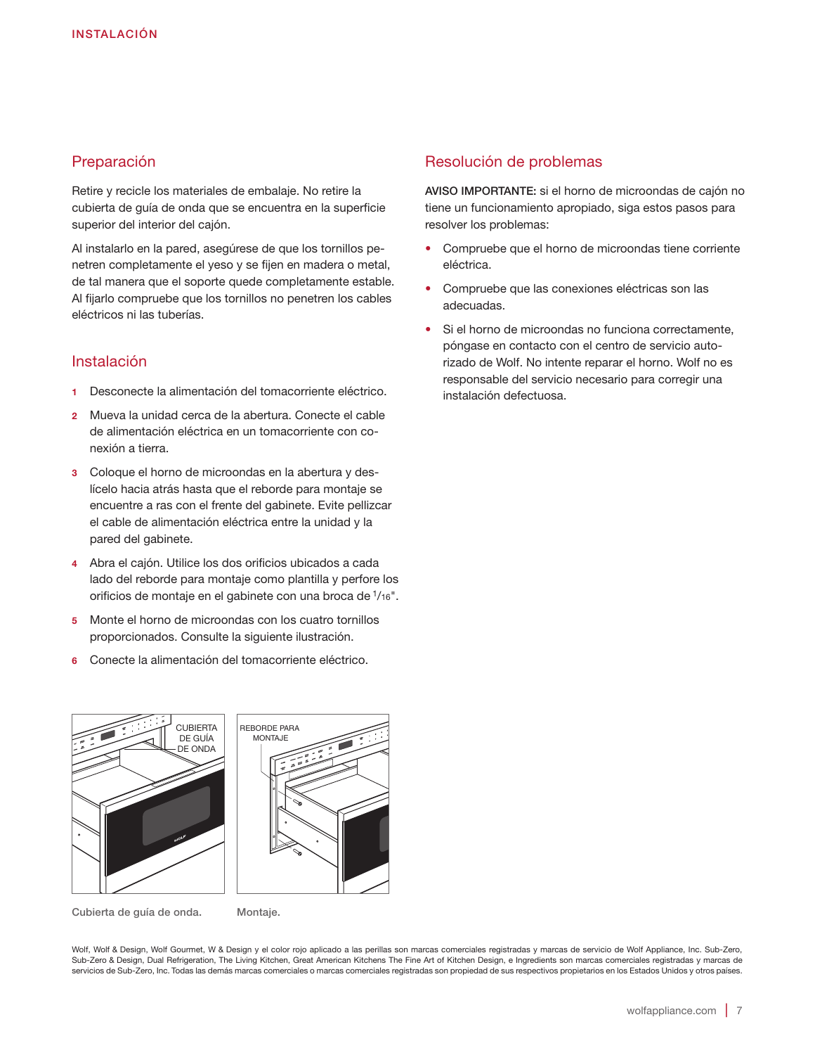## Preparación

Retire y recicle los materiales de embalaje. No retire la cubierta de guía de onda que se encuentra en la superficie superior del interior del cajón.

Al instalarlo en la pared, asegúrese de que los tornillos penetren completamente el yeso y se fijen en madera o metal, de tal manera que el soporte quede completamente estable. Al fijarlo compruebe que los tornillos no penetren los cables eléctricos ni las tuberías.

## Instalación

1. Desconecte la alimentación del tomacorriente eléctrico.
2. Mueva la unidad cerca de la abertura. Conecte el cable de alimentación eléctrica en un tomacorriente con conexión a tierra.
3. Coloque el horno de microondas en la abertura y deslícelo hacia atrás hasta que el reborde para montaje se encuentre a ras con el frente del gabinete. Evite pellizcar el cable de alimentación eléctrica entre la unidad y la pared del gabinete.
4. Abra el cajón. Utilice los dos orificios ubicados a cada lado del reborde para montaje como plantilla y perfore los orificios de montaje en el gabinete con una broca de $^1/_{16}$".
5. Monte el horno de microondas con los cuatro tornillos proporcionados. Consulte la siguiente ilustración.
6. Conecte la alimentación del tomacorriente eléctrico.

CUBIERTA DE GUÍA DE ONDA

Cubierta de guía de onda.

REBORDE PARA MONTAJE

Montaje.

## Resolución de problemas

**AVISO IMPORTANTE:** si el horno de microondas de cajón no tiene un funcionamiento apropiado, siga estos pasos para resolver los problemas:

- Compruebe que el horno de microondas tiene corriente eléctrica.
- Compruebe que las conexiones eléctricas son las adecuadas.
- Si el horno de microondas no funciona correctamente, póngase en contacto con el centro de servicio autorizado de Wolf. No intente reparar el horno. Wolf no es responsable del servicio necesario para corregir una instalación defectuosa.

Wolf, Wolf & Design, Wolf Gourmet, W & Design y el color rojo aplicado a las perillas son marcas comerciales registradas y marcas de servicio de Wolf Appliance, Inc. Sub-Zero, Sub-Zero & Design, Dual Refrigeration, The Living Kitchen, Great American Kitchens The Fine Art of Kitchen Design, e Ingredients son marcas comerciales registradas y marcas de servicios de Sub-Zero, Inc. Todas las demás marcas comerciales o marcas comerciales registradas son propiedad de sus respectivos propietarios en los Estados Unidos y otros países.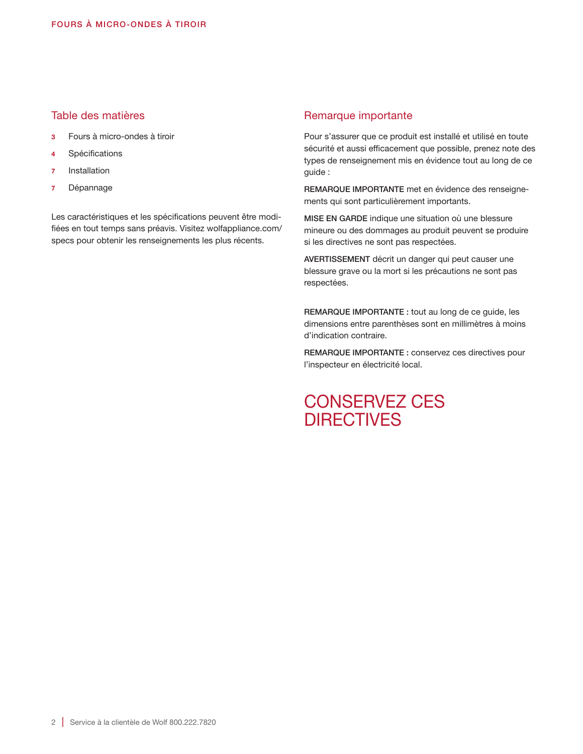## Table des matières

- **3** Fours à micro-ondes à tiroir
- **4** Spécifications
- **7** Installation
- **7** Dépannage

Les caractéristiques et les spécifications peuvent être modifiées en tout temps sans préavis. Visitez wolfappliance.com/specs pour obtenir les renseignements les plus récents.

## Remarque importante

Pour s'assurer que ce produit est installé et utilisé en toute sécurité et aussi efficacement que possible, prenez note des types de renseignement mis en évidence tout au long de ce guide :

**REMARQUE IMPORTANTE** met en évidence des renseignements qui sont particulièrement importants.

**MISE EN GARDE** indique une situation où une blessure mineure ou des dommages au produit peuvent se produire si les directives ne sont pas respectées.

**AVERTISSEMENT** décrit un danger qui peut causer une blessure grave ou la mort si les précautions ne sont pas respectées.

**REMARQUE IMPORTANTE :** tout au long de ce guide, les dimensions entre parenthèses sont en millimètres à moins d'indication contraire.

**REMARQUE IMPORTANTE :** conservez ces directives pour l'inspecteur en électricité local.

# CONSERVEZ CES DIRECTIVES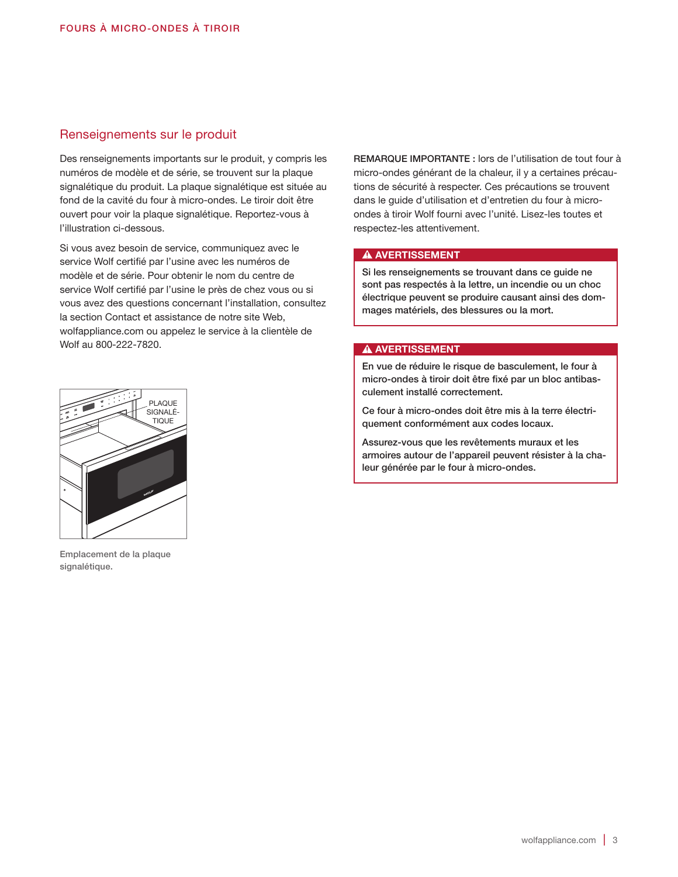## Renseignements sur le produit

Des renseignements importants sur le produit, y compris les numéros de modèle et de série, se trouvent sur la plaque signalétique du produit. La plaque signalétique est située au fond de la cavité du four à micro-ondes. Le tiroir doit être ouvert pour voir la plaque signalétique. Reportez-vous à l'illustration ci-dessous.

Si vous avez besoin de service, communiquez avec le service Wolf certifié par l'usine avec les numéros de modèle et de série. Pour obtenir le nom du centre de service Wolf certifié par l'usine le près de chez vous ou si vous avez des questions concernant l'installation, consultez la section Contact et assistance de notre site Web, wolfappliance.com ou appelez le service à la clientèle de Wolf au 800-222-7820.

PLAQUE SIGNALÉTIQUE

Emplacement de la plaque signalétique.

**REMARQUE IMPORTANTE :** lors de l'utilisation de tout four à micro-ondes générant de la chaleur, il y a certaines précautions de sécurité à respecter. Ces précautions se trouvent dans le guide d'utilisation et d'entretien du four à micro-ondes à tiroir Wolf fourni avec l'unité. Lisez-les toutes et respectez-les attentivement.

**⚠ AVERTISSEMENT**

**Si les renseignements se trouvant dans ce guide ne sont pas respectés à la lettre, un incendie ou un choc électrique peuvent se produire causant ainsi des dommages matériels, des blessures ou la mort.**

**⚠ AVERTISSEMENT**

**En vue de réduire le risque de basculement, le four à micro-ondes à tiroir doit être fixé par un bloc antibasculement installé correctement.**

**Ce four à micro-ondes doit être mis à la terre électriquement conformément aux codes locaux.**

**Assurez-vous que les revêtements muraux et les armoires autour de l'appareil peuvent résister à la chaleur générée par le four à micro-ondes.**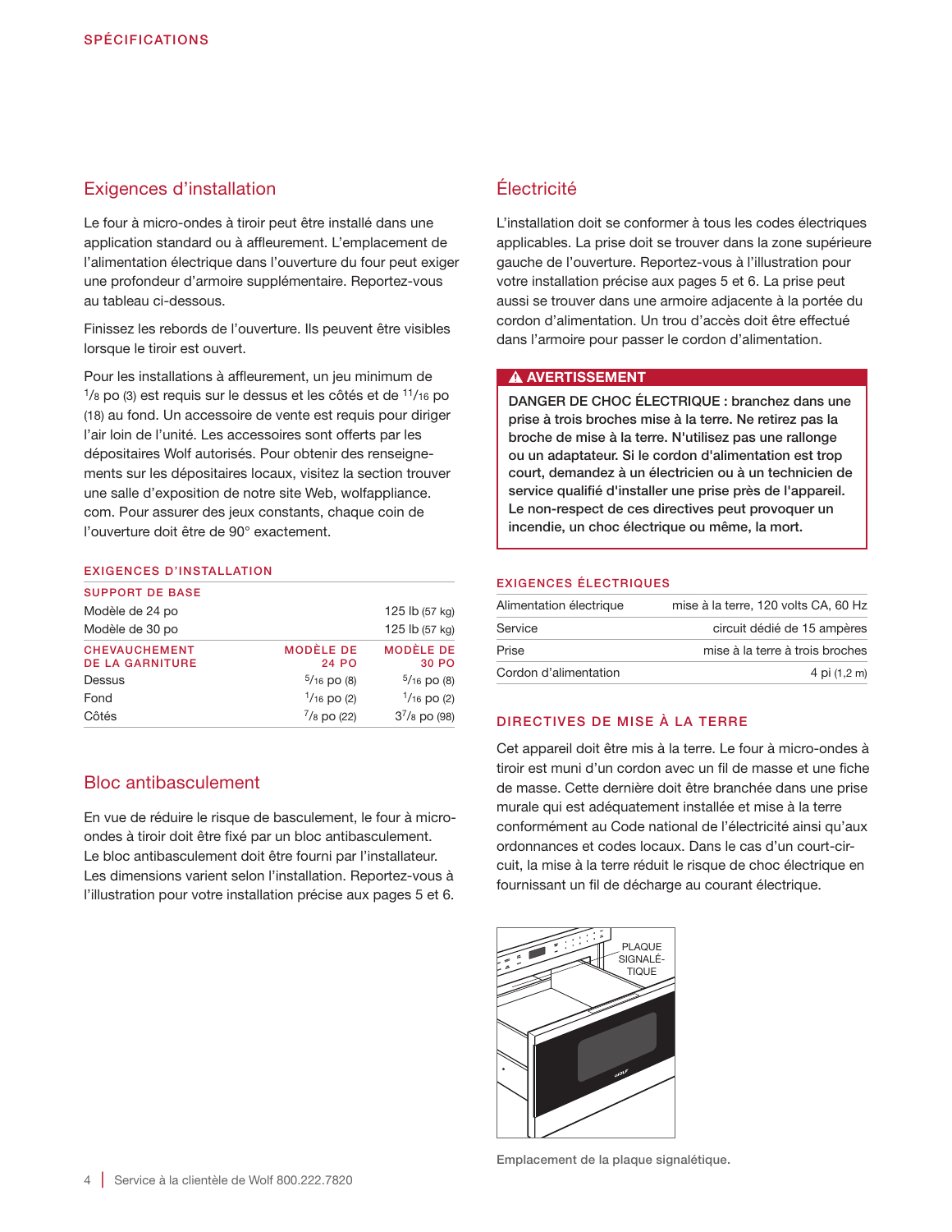## SPÉCIFICATIONS

## Exigences d'installation

Le four à micro-ondes à tiroir peut être installé dans une application standard ou à affleurement. L'emplacement de l'alimentation électrique dans l'ouverture du four peut exiger une profondeur d'armoire supplémentaire. Reportez-vous au tableau ci-dessous.

Finissez les rebords de l'ouverture. Ils peuvent être visibles lorsque le tiroir est ouvert.

Pour les installations à affleurement, un jeu minimum de 1/8 po (3) est requis sur le dessus et les côtés et de 11/16 po (18) au fond. Un accessoire de vente est requis pour diriger l'air loin de l'unité. Les accessoires sont offerts par les dépositaires Wolf autorisés. Pour obtenir des renseignements sur les dépositaires locaux, visitez la section trouver une salle d'exposition de notre site Web, wolfappliance.com. Pour assurer des jeux constants, chaque coin de l'ouverture doit être de 90° exactement.

### EXIGENCES D'INSTALLATION

| SUPPORT DE BASE | | |
|---|---|---|
| Modèle de 24 po | | 125 lb (57 kg) |
| Modèle de 30 po | | 125 lb (57 kg) |
| **CHEVAUCHEMENT DE LA GARNITURE** | **MODÈLE DE 24 PO** | **MODÈLE DE 30 PO** |
| Dessus | 5/16 po (8) | 5/16 po (8) |
| Fond | 1/16 po (2) | 1/16 po (2) |
| Côtés | 7/8 po (22) | 3 7/8 po (98) |

## Bloc antibasculement

En vue de réduire le risque de basculement, le four à micro-ondes à tiroir doit être fixé par un bloc antibasculement. Le bloc antibasculement doit être fourni par l'installateur. Les dimensions varient selon l'installation. Reportez-vous à l'illustration pour votre installation précise aux pages 5 et 6.

## Électricité

L'installation doit se conformer à tous les codes électriques applicables. La prise doit se trouver dans la zone supérieure gauche de l'ouverture. Reportez-vous à l'illustration pour votre installation précise aux pages 5 et 6. La prise peut aussi se trouver dans une armoire adjacente à la portée du cordon d'alimentation. Un trou d'accès doit être effectué dans l'armoire pour passer le cordon d'alimentation.

**⚠ AVERTISSEMENT**

**DANGER DE CHOC ÉLECTRIQUE : branchez dans une prise à trois broches mise à la terre. Ne retirez pas la broche de mise à la terre. N'utilisez pas une rallonge ou un adaptateur. Si le cordon d'alimentation est trop court, demandez à un électricien ou à un technicien de service qualifié d'installer une prise près de l'appareil. Le non-respect de ces directives peut provoquer un incendie, un choc électrique ou même, la mort.**

### EXIGENCES ÉLECTRIQUES

| | |
|---|---|
| Alimentation électrique | mise à la terre, 120 volts CA, 60 Hz |
| Service | circuit dédié de 15 ampères |
| Prise | mise à la terre à trois broches |
| Cordon d'alimentation | 4 pi (1,2 m) |

### DIRECTIVES DE MISE À LA TERRE

Cet appareil doit être mis à la terre. Le four à micro-ondes à tiroir est muni d'un cordon avec un fil de masse et une fiche de masse. Cette dernière doit être branchée dans une prise murale qui est adéquatement installée et mise à la terre conformément au Code national de l'électricité ainsi qu'aux ordonnances et codes locaux. Dans le cas d'un court-circuit, la mise à la terre réduit le risque de choc électrique en fournissant un fil de décharge au courant électrique.

PLAQUE SIGNALÉTIQUE

**Emplacement de la plaque signalétique.**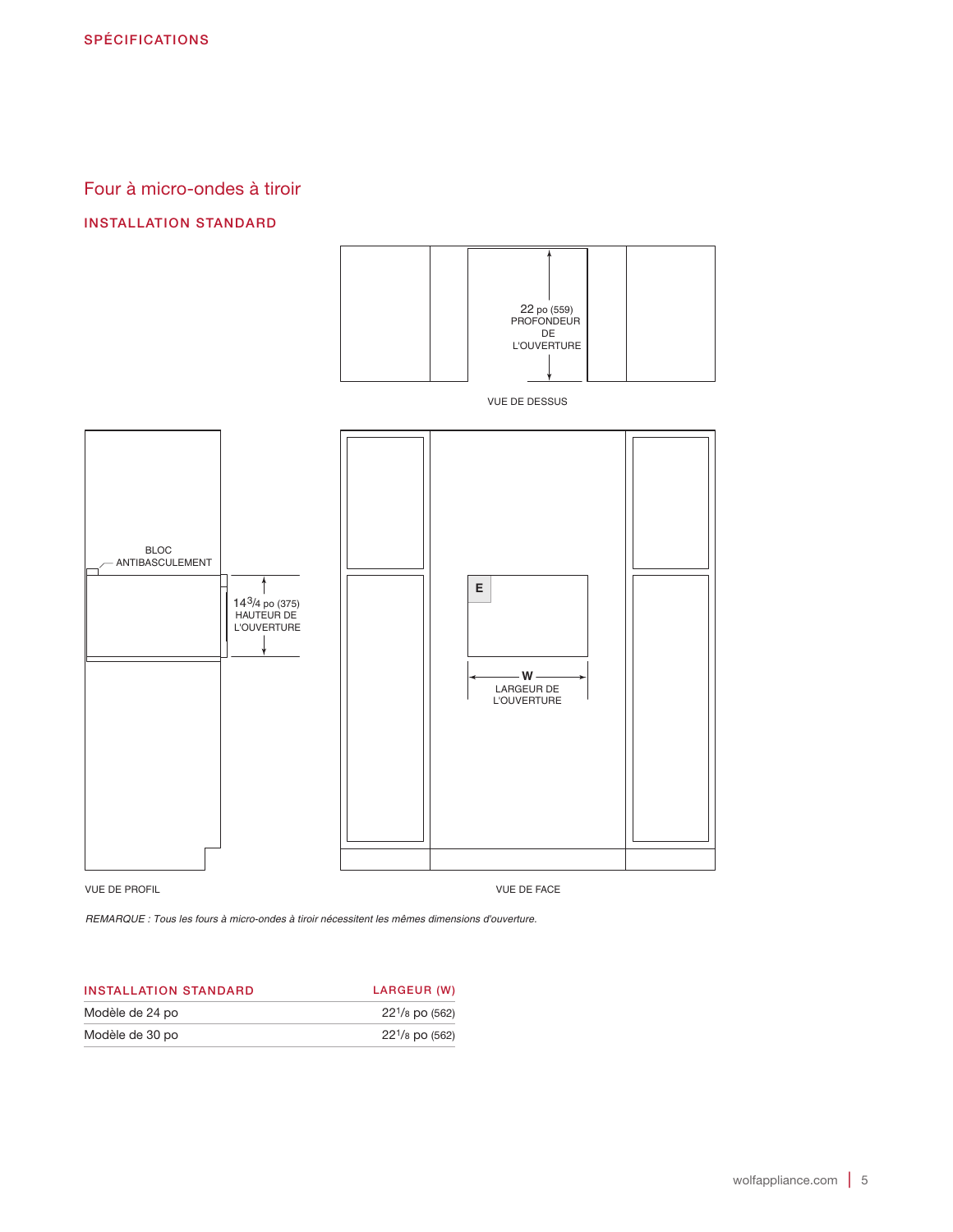## SPÉCIFICATIONS

# Four à micro-ondes à tiroir

## INSTALLATION STANDARD

22 po (559) PROFONDEUR DE L'OUVERTURE

VUE DE DESSUS

BLOC ANTIBASCULEMENT

14 3/4 po (375) HAUTEUR DE L'OUVERTURE

E

W LARGEUR DE L'OUVERTURE

VUE DE PROFIL

VUE DE FACE

*REMARQUE : Tous les fours à micro-ondes à tiroir nécessitent les mêmes dimensions d'ouverture.*

| INSTALLATION STANDARD | LARGEUR (W) |
|---|---|
| Modèle de 24 po | 22 1/8 po (562) |
| Modèle de 30 po | 22 1/8 po (562) |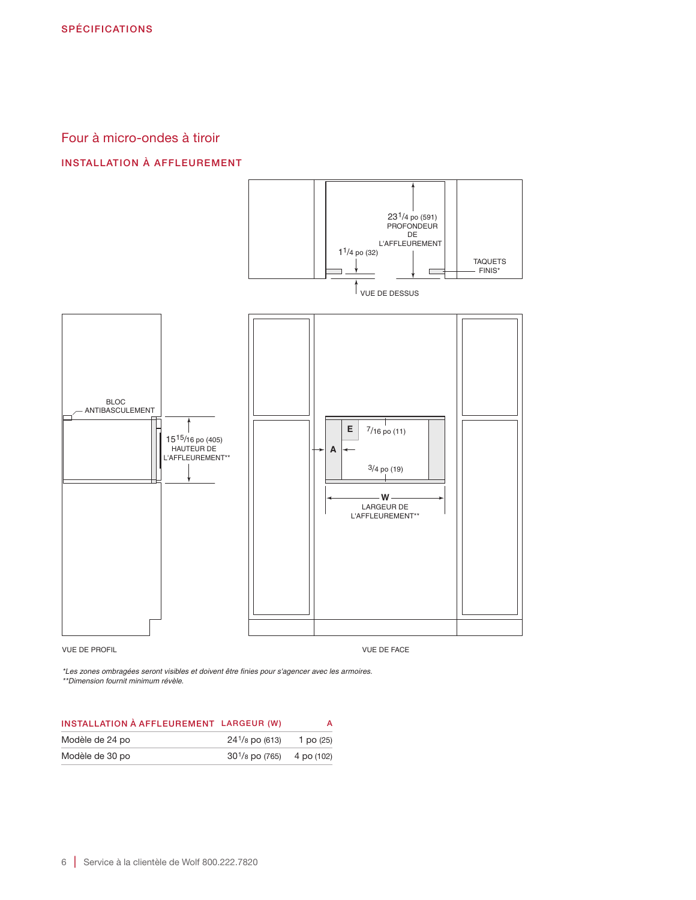SPÉCIFICATIONS

## Four à micro-ondes à tiroir

### INSTALLATION À AFFLEUREMENT

23 1/4 po (591) PROFONDEUR DE L'AFFLEUREMENT

1 1/4 po (32)

TAQUETS FINIS*

VUE DE DESSUS

BLOC ANTIBASCULEMENT

15 15/16 po (405) HAUTEUR DE L'AFFLEUREMENT**

E

7/16 po (11)

A

3/4 po (19)

W LARGEUR DE L'AFFLEUREMENT**

VUE DE PROFIL

VUE DE FACE

*Les zones ombragées seront visibles et doivent être finies pour s'agencer avec les armoires.*
***Dimension fournit minimum révèle.*

| INSTALLATION À AFFLEUREMENT | LARGEUR (W) | A |
|---|---|---|
| Modèle de 24 po | 24 1/8 po (613) | 1 po (25) |
| Modèle de 30 po | 30 1/8 po (765) | 4 po (102) |

Service à la clientèle de Wolf 800.222.7820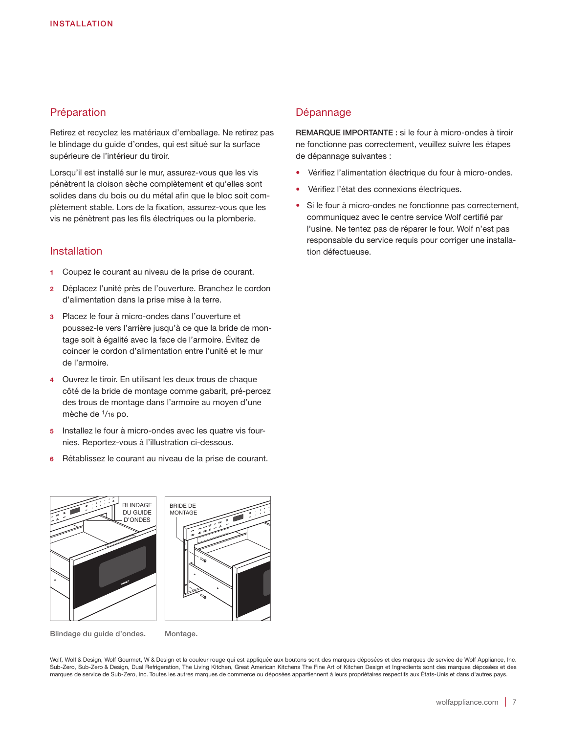## Préparation

Retirez et recyclez les matériaux d'emballage. Ne retirez pas le blindage du guide d'ondes, qui est situé sur la surface supérieure de l'intérieur du tiroir.

Lorsqu'il est installé sur le mur, assurez-vous que les vis pénètrent la cloison sèche complètement et qu'elles sont solides dans du bois ou du métal afin que le bloc soit complètement stable. Lors de la fixation, assurez-vous que les vis ne pénètrent pas les fils électriques ou la plomberie.

## Installation

1. Coupez le courant au niveau de la prise de courant.
2. Déplacez l'unité près de l'ouverture. Branchez le cordon d'alimentation dans la prise mise à la terre.
3. Placez le four à micro-ondes dans l'ouverture et poussez-le vers l'arrière jusqu'à ce que la bride de montage soit à égalité avec la face de l'armoire. Évitez de coincer le cordon d'alimentation entre l'unité et le mur de l'armoire.
4. Ouvrez le tiroir. En utilisant les deux trous de chaque côté de la bride de montage comme gabarit, pré-percez des trous de montage dans l'armoire au moyen d'une mèche de 1/16 po.
5. Installez le four à micro-ondes avec les quatre vis fournies. Reportez-vous à l'illustration ci-dessous.
6. Rétablissez le courant au niveau de la prise de courant.

BLINDAGE DU GUIDE D'ONDES

Blindage du guide d'ondes.

BRIDE DE MONTAGE

Montage.

## Dépannage

**REMARQUE IMPORTANTE :** si le four à micro-ondes à tiroir ne fonctionne pas correctement, veuillez suivre les étapes de dépannage suivantes :

- Vérifiez l'alimentation électrique du four à micro-ondes.
- Vérifiez l'état des connexions électriques.
- Si le four à micro-ondes ne fonctionne pas correctement, communiquez avec le centre service Wolf certifié par l'usine. Ne tentez pas de réparer le four. Wolf n'est pas responsable du service requis pour corriger une installation défectueuse.

Wolf, Wolf & Design, Wolf Gourmet, W & Design et la couleur rouge qui est appliquée aux boutons sont des marques déposées et des marques de service de Wolf Appliance, Inc. Sub-Zero, Sub-Zero & Design, Dual Refrigeration, The Living Kitchen, Great American Kitchens The Fine Art of Kitchen Design et Ingredients sont des marques déposées et des marques de service de Sub-Zero, Inc. Toutes les autres marques de commerce ou déposées appartiennent à leurs propriétaires respectifs aux États-Unis et dans d'autres pays.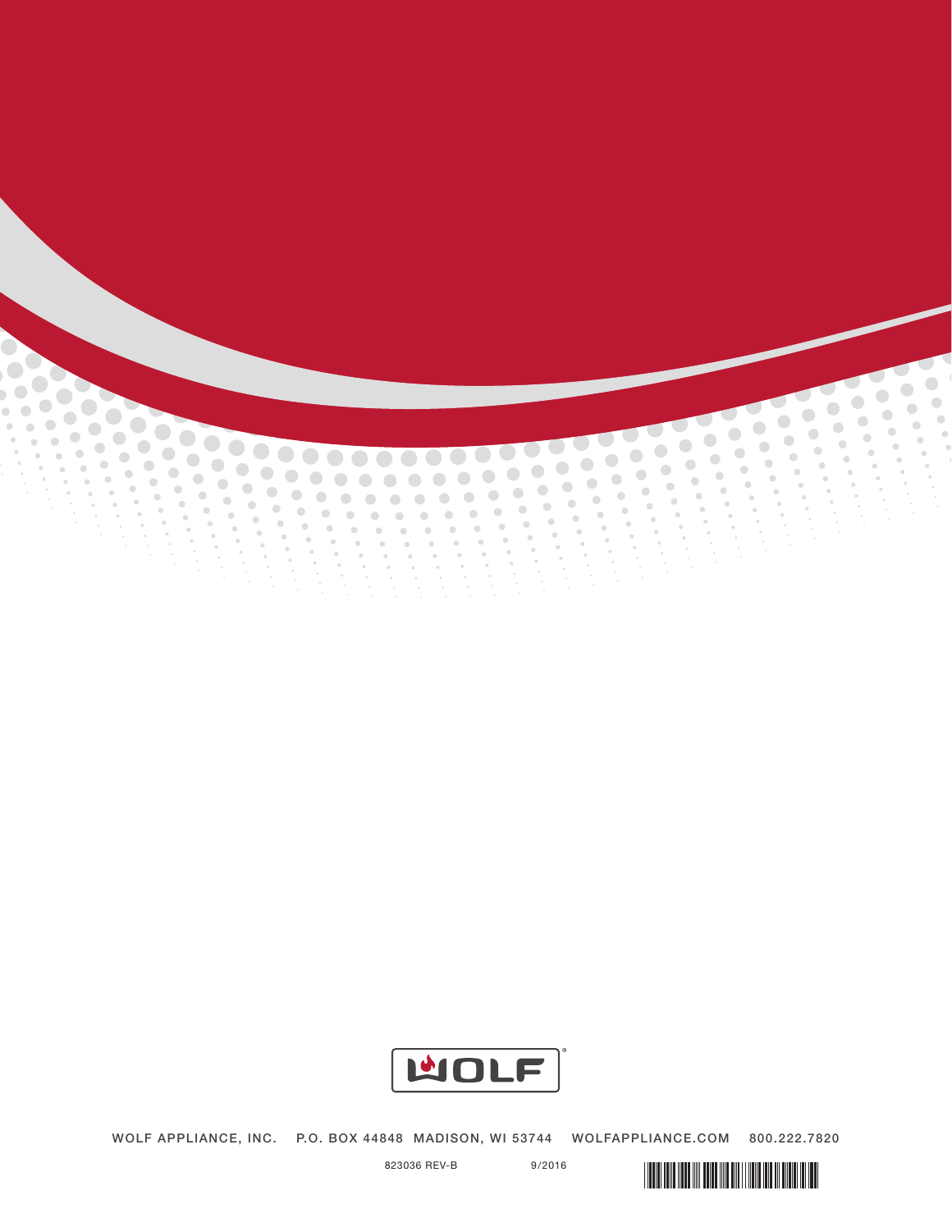WOLF APPLIANCE, INC. P.O. BOX 44848 MADISON, WI 53744 WOLFAPPLIANCE.COM 800.222.7820

823036 REV-B 9/2016